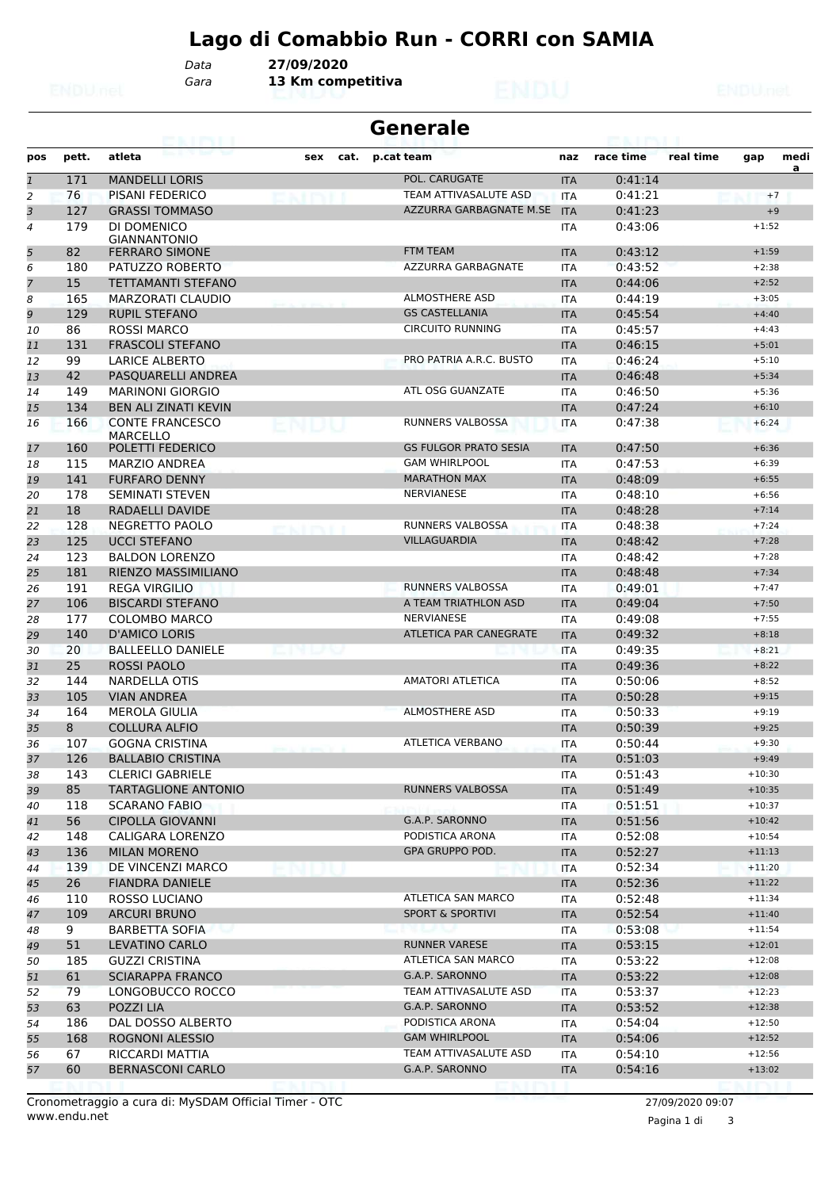# Lago di Comabbio Run - CORRI con SAMIA

Data **27/09/2020**
Gara **13 Km competitiva**

## Generale

| pos | pett. | atleta | sex | cat. | p.cat team | naz | race time | real time | gap | media |
|---|---|---|---|---|---|---|---|---|---|---|
| 1 | 171 | MANDELLI LORIS | | | POL. CARUGATE | ITA | 0:41:14 | | | |
| 2 | 76 | PISANI FEDERICO | | | TEAM ATTIVASALUTE ASD | ITA | 0:41:21 | | +7 | |
| 3 | 127 | GRASSI TOMMASO | | | AZZURRA GARBAGNATE M.SE | ITA | 0:41:23 | | +9 | |
| 4 | 179 | DI DOMENICO GIANNANTONIO | | | | ITA | 0:43:06 | | +1:52 | |
| 5 | 82 | FERRARO SIMONE | | | FTM TEAM | ITA | 0:43:12 | | +1:59 | |
| 6 | 180 | PATUZZO ROBERTO | | | AZZURRA GARBAGNATE | ITA | 0:43:52 | | +2:38 | |
| 7 | 15 | TETTAMANTI STEFANO | | | | ITA | 0:44:06 | | +2:52 | |
| 8 | 165 | MARZORATI CLAUDIO | | | ALMOSTHERE ASD | ITA | 0:44:19 | | +3:05 | |
| 9 | 129 | RUPIL STEFANO | | | GS CASTELLANIA | ITA | 0:45:54 | | +4:40 | |
| 10 | 86 | ROSSI MARCO | | | CIRCUITO RUNNING | ITA | 0:45:57 | | +4:43 | |
| 11 | 131 | FRASCOLI STEFANO | | | | ITA | 0:46:15 | | +5:01 | |
| 12 | 99 | LARICE ALBERTO | | | PRO PATRIA A.R.C. BUSTO | ITA | 0:46:24 | | +5:10 | |
| 13 | 42 | PASQUARELLI ANDREA | | | | ITA | 0:46:48 | | +5:34 | |
| 14 | 149 | MARINONI GIORGIO | | | ATL OSG GUANZATE | ITA | 0:46:50 | | +5:36 | |
| 15 | 134 | BEN ALI ZINATI KEVIN | | | | ITA | 0:47:24 | | +6:10 | |
| 16 | 166 | CONTE FRANCESCO MARCELLO | | | RUNNERS VALBOSSA | ITA | 0:47:38 | | +6:24 | |
| 17 | 160 | POLETTI FEDERICO | | | GS FULGOR PRATO SESIA | ITA | 0:47:50 | | +6:36 | |
| 18 | 115 | MARZIO ANDREA | | | GAM WHIRLPOOL | ITA | 0:47:53 | | +6:39 | |
| 19 | 141 | FURFARO DENNY | | | MARATHON MAX | ITA | 0:48:09 | | +6:55 | |
| 20 | 178 | SEMINATI STEVEN | | | NERVIANESE | ITA | 0:48:10 | | +6:56 | |
| 21 | 18 | RADAELLI DAVIDE | | | | ITA | 0:48:28 | | +7:14 | |
| 22 | 128 | NEGRETTO PAOLO | | | RUNNERS VALBOSSA | ITA | 0:48:38 | | +7:24 | |
| 23 | 125 | UCCI STEFANO | | | VILLAGUARDIA | ITA | 0:48:42 | | +7:28 | |
| 24 | 123 | BALDON LORENZO | | | | ITA | 0:48:42 | | +7:28 | |
| 25 | 181 | RIENZO MASSIMILIANO | | | | ITA | 0:48:48 | | +7:34 | |
| 26 | 191 | REGA VIRGILIO | | | RUNNERS VALBOSSA | ITA | 0:49:01 | | +7:47 | |
| 27 | 106 | BISCARDI STEFANO | | | A TEAM TRIATHLON ASD | ITA | 0:49:04 | | +7:50 | |
| 28 | 177 | COLOMBO MARCO | | | NERVIANESE | ITA | 0:49:08 | | +7:55 | |
| 29 | 140 | D'AMICO LORIS | | | ATLETICA PAR CANEGRATE | ITA | 0:49:32 | | +8:18 | |
| 30 | 20 | BALLEELLO DANIELE | | | | ITA | 0:49:35 | | +8:21 | |
| 31 | 25 | ROSSI PAOLO | | | | ITA | 0:49:36 | | +8:22 | |
| 32 | 144 | NARDELLA OTIS | | | AMATORI ATLETICA | ITA | 0:50:06 | | +8:52 | |
| 33 | 105 | VIAN ANDREA | | | | ITA | 0:50:28 | | +9:15 | |
| 34 | 164 | MEROLA GIULIA | | | ALMOSTHERE ASD | ITA | 0:50:33 | | +9:19 | |
| 35 | 8 | COLLURA ALFIO | | | | ITA | 0:50:39 | | +9:25 | |
| 36 | 107 | GOGNA CRISTINA | | | ATLETICA VERBANO | ITA | 0:50:44 | | +9:30 | |
| 37 | 126 | BALLABIO CRISTINA | | | | ITA | 0:51:03 | | +9:49 | |
| 38 | 143 | CLERICI GABRIELE | | | | ITA | 0:51:43 | | +10:30 | |
| 39 | 85 | TARTAGLIONE ANTONIO | | | RUNNERS VALBOSSA | ITA | 0:51:49 | | +10:35 | |
| 40 | 118 | SCARANO FABIO | | | | ITA | 0:51:51 | | +10:37 | |
| 41 | 56 | CIPOLLA GIOVANNI | | | G.A.P. SARONNO | ITA | 0:51:56 | | +10:42 | |
| 42 | 148 | CALIGARA LORENZO | | | PODISTICA ARONA | ITA | 0:52:08 | | +10:54 | |
| 43 | 136 | MILAN MORENO | | | GPA GRUPPO POD. | ITA | 0:52:27 | | +11:13 | |
| 44 | 139 | DE VINCENZI MARCO | | | | ITA | 0:52:34 | | +11:20 | |
| 45 | 26 | FIANDRA DANIELE | | | | ITA | 0:52:36 | | +11:22 | |
| 46 | 110 | ROSSO LUCIANO | | | ATLETICA SAN MARCO | ITA | 0:52:48 | | +11:34 | |
| 47 | 109 | ARCURI BRUNO | | | SPORT & SPORTIVI | ITA | 0:52:54 | | +11:40 | |
| 48 | 9 | BARBETTA SOFIA | | | | ITA | 0:53:08 | | +11:54 | |
| 49 | 51 | LEVATINO CARLO | | | RUNNER VARESE | ITA | 0:53:15 | | +12:01 | |
| 50 | 185 | GUZZI CRISTINA | | | ATLETICA SAN MARCO | ITA | 0:53:22 | | +12:08 | |
| 51 | 61 | SCIARAPPA FRANCO | | | G.A.P. SARONNO | ITA | 0:53:22 | | +12:08 | |
| 52 | 79 | LONGOBUCCO ROCCO | | | TEAM ATTIVASALUTE ASD | ITA | 0:53:37 | | +12:23 | |
| 53 | 63 | POZZI LIA | | | G.A.P. SARONNO | ITA | 0:53:52 | | +12:38 | |
| 54 | 186 | DAL DOSSO ALBERTO | | | PODISTICA ARONA | ITA | 0:54:04 | | +12:50 | |
| 55 | 168 | ROGNONI ALESSIO | | | GAM WHIRLPOOL | ITA | 0:54:06 | | +12:52 | |
| 56 | 67 | RICCARDI MATTIA | | | TEAM ATTIVASALUTE ASD | ITA | 0:54:10 | | +12:56 | |
| 57 | 60 | BERNASCONI CARLO | | | G.A.P. SARONNO | ITA | 0:54:16 | | +13:02 | |

Cronometraggio a cura di: MySDAM Official Timer - OTC
www.endu.net

27/09/2020 09:07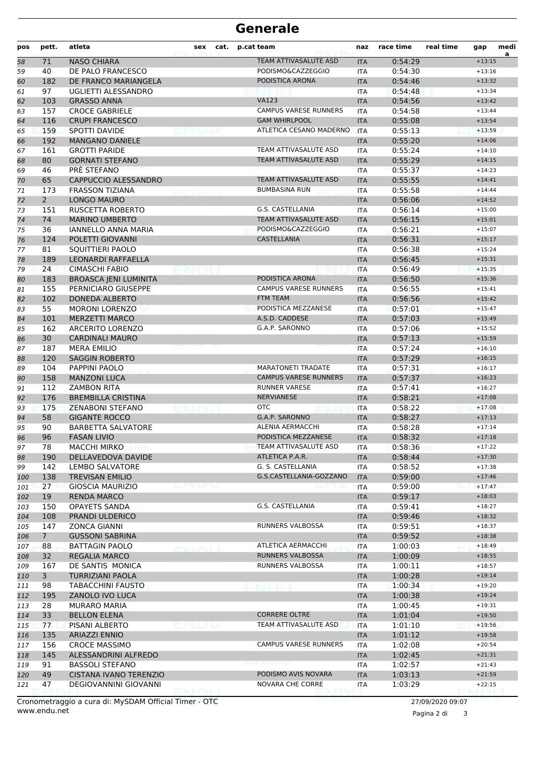# Generale

| pos | pett. | atleta | sex | cat. | p.cat team | naz | race time | real time | gap | media |
|---|---|---|---|---|---|---|---|---|---|---|
| 58 | 71 | NASO CHIARA | | | TEAM ATTIVASALUTE ASD | ITA | 0:54:29 | | +13:15 | |
| 59 | 40 | DE PALO FRANCESCO | | | PODISMO&CAZZEGGIO | ITA | 0:54:30 | | +13:16 | |
| 60 | 182 | DE FRANCO MARIANGELA | | | PODISTICA ARONA | ITA | 0:54:46 | | +13:32 | |
| 61 | 97 | UGLIETTI ALESSANDRO | | | | ITA | 0:54:48 | | +13:34 | |
| 62 | 103 | GRASSO ANNA | | | VA123 | ITA | 0:54:56 | | +13:42 | |
| 63 | 157 | CROCE GABRIELE | | | CAMPUS VARESE RUNNERS | ITA | 0:54:58 | | +13:44 | |
| 64 | 116 | CRUPI FRANCESCO | | | GAM WHIRLPOOL | ITA | 0:55:08 | | +13:54 | |
| 65 | 159 | SPOTTI DAVIDE | | | ATLETICA CESANO MADERNO | ITA | 0:55:13 | | +13:59 | |
| 66 | 192 | MANGANO DANIELE | | | | ITA | 0:55:20 | | +14:06 | |
| 67 | 161 | GROTTI PARIDE | | | TEAM ATTIVASALUTE ASD | ITA | 0:55:24 | | +14:10 | |
| 68 | 80 | GORNATI STEFANO | | | TEAM ATTIVASALUTE ASD | ITA | 0:55:29 | | +14:15 | |
| 69 | 46 | PRÈ STEFANO | | | | ITA | 0:55:37 | | +14:23 | |
| 70 | 65 | CAPPUCCIO ALESSANDRO | | | TEAM ATTIVASALUTE ASD | ITA | 0:55:55 | | +14:41 | |
| 71 | 173 | FRASSON TIZIANA | | | BUMBASINA RUN | ITA | 0:55:58 | | +14:44 | |
| 72 | 2 | LONGO MAURO | | | | ITA | 0:56:06 | | +14:52 | |
| 73 | 151 | RUSCETTA ROBERTO | | | G.S. CASTELLANIA | ITA | 0:56:14 | | +15:00 | |
| 74 | 74 | MARINO UMBERTO | | | TEAM ATTIVASALUTE ASD | ITA | 0:56:15 | | +15:01 | |
| 75 | 36 | IANNELLO ANNA MARIA | | | PODISMO&CAZZEGGIO | ITA | 0:56:21 | | +15:07 | |
| 76 | 124 | POLETTI GIOVANNI | | | CASTELLANIA | ITA | 0:56:31 | | +15:17 | |
| 77 | 81 | SQUITTIERI PAOLO | | | | ITA | 0:56:38 | | +15:24 | |
| 78 | 189 | LEONARDI RAFFAELLA | | | | ITA | 0:56:45 | | +15:31 | |
| 79 | 24 | CIMASCHI FABIO | | | | ITA | 0:56:49 | | +15:35 | |
| 80 | 183 | BROASCA JENI LUMINITA | | | PODISTICA ARONA | ITA | 0:56:50 | | +15:36 | |
| 81 | 155 | PERNICIARO GIUSEPPE | | | CAMPUS VARESE RUNNERS | ITA | 0:56:55 | | +15:41 | |
| 82 | 102 | DONEDA ALBERTO | | | FTM TEAM | ITA | 0:56:56 | | +15:42 | |
| 83 | 55 | MORONI LORENZO | | | PODISTICA MEZZANESE | ITA | 0:57:01 | | +15:47 | |
| 84 | 101 | MERZETTI MARCO | | | A.S.D. CADDESE | ITA | 0:57:03 | | +15:49 | |
| 85 | 162 | ARCERITO LORENZO | | | G.A.P. SARONNO | ITA | 0:57:06 | | +15:52 | |
| 86 | 30 | CARDINALI MAURO | | | | ITA | 0:57:13 | | +15:59 | |
| 87 | 187 | MERA EMILIO | | | | ITA | 0:57:24 | | +16:10 | |
| 88 | 120 | SAGGIN ROBERTO | | | | ITA | 0:57:29 | | +16:15 | |
| 89 | 104 | PAPPINI PAOLO | | | MARATONETI TRADATE | ITA | 0:57:31 | | +16:17 | |
| 90 | 158 | MANZONI LUCA | | | CAMPUS VARESE RUNNERS | ITA | 0:57:37 | | +16:23 | |
| 91 | 112 | ZAMBON RITA | | | RUNNER VARESE | ITA | 0:57:41 | | +16:27 | |
| 92 | 176 | BREMBILLA CRISTINA | | | NERVIANESE | ITA | 0:58:21 | | +17:08 | |
| 93 | 175 | ZENABONI STEFANO | | | OTC | ITA | 0:58:22 | | +17:08 | |
| 94 | 58 | GIGANTE ROCCO | | | G.A.P. SARONNO | ITA | 0:58:27 | | +17:13 | |
| 95 | 90 | BARBETTA SALVATORE | | | ALENIA AERMACCHI | ITA | 0:58:28 | | +17:14 | |
| 96 | 96 | FASAN LIVIO | | | PODISTICA MEZZANESE | ITA | 0:58:32 | | +17:18 | |
| 97 | 78 | MACCHI MIRKO | | | TEAM ATTIVASALUTE ASD | ITA | 0:58:36 | | +17:22 | |
| 98 | 190 | DELLAVEDOVA DAVIDE | | | ATLETICA P.A.R. | ITA | 0:58:44 | | +17:30 | |
| 99 | 142 | LEMBO SALVATORE | | | G. S. CASTELLANIA | ITA | 0:58:52 | | +17:38 | |
| 100 | 138 | TREVISAN EMILIO | | | G.S.CASTELLANIA-GOZZANO | ITA | 0:59:00 | | +17:46 | |
| 101 | 27 | GIOSCIA MAURIZIO | | | | ITA | 0:59:00 | | +17:47 | |
| 102 | 19 | RENDA MARCO | | | | ITA | 0:59:17 | | +18:03 | |
| 103 | 150 | OPAYETS SANDA | | | G.S. CASTELLANIA | ITA | 0:59:41 | | +18:27 | |
| 104 | 108 | PRANDI ULDERICO | | | | ITA | 0:59:46 | | +18:32 | |
| 105 | 147 | ZONCA GIANNI | | | RUNNERS VALBOSSA | ITA | 0:59:51 | | +18:37 | |
| 106 | 7 | GUSSONI SABRINA | | | | ITA | 0:59:52 | | +18:38 | |
| 107 | 88 | BATTAGIN PAOLO | | | ATLETICA AERMACCHI | ITA | 1:00:03 | | +18:49 | |
| 108 | 32 | REGALIA MARCO | | | RUNNERS VALBOSSA | ITA | 1:00:09 | | +18:55 | |
| 109 | 167 | DE SANTIS MONICA | | | RUNNERS VALBOSSA | ITA | 1:00:11 | | +18:57 | |
| 110 | 3 | TURRIZIANI PAOLA | | | | ITA | 1:00:28 | | +19:14 | |
| 111 | 98 | TABACCHINI FAUSTO | | | | ITA | 1:00:34 | | +19:20 | |
| 112 | 195 | ZANOLO IVO LUCA | | | | ITA | 1:00:38 | | +19:24 | |
| 113 | 28 | MURARO MARIA | | | | ITA | 1:00:45 | | +19:31 | |
| 114 | 33 | BELLON ELENA | | | CORRERE OLTRE | ITA | 1:01:04 | | +19:50 | |
| 115 | 77 | PISANI ALBERTO | | | TEAM ATTIVASALUTE ASD | ITA | 1:01:10 | | +19:56 | |
| 116 | 135 | ARIAZZI ENNIO | | | | ITA | 1:01:12 | | +19:58 | |
| 117 | 156 | CROCE MASSIMO | | | CAMPUS VARESE RUNNERS | ITA | 1:02:08 | | +20:54 | |
| 118 | 145 | ALESSANDRINI ALFREDO | | | | ITA | 1:02:45 | | +21:31 | |
| 119 | 91 | BASSOLI STEFANO | | | | ITA | 1:02:57 | | +21:43 | |
| 120 | 49 | CISTANA IVANO TERENZIO | | | PODISMO AVIS NOVARA | ITA | 1:03:13 | | +21:59 | |
| 121 | 47 | DEGIOVANNINI GIOVANNI | | | NOVARA CHE CORRE | ITA | 1:03:29 | | +22:15 | |

Cronometraggio a cura di: MySDAM Official Timer - OTC
www.endu.net

27/09/2020 09:07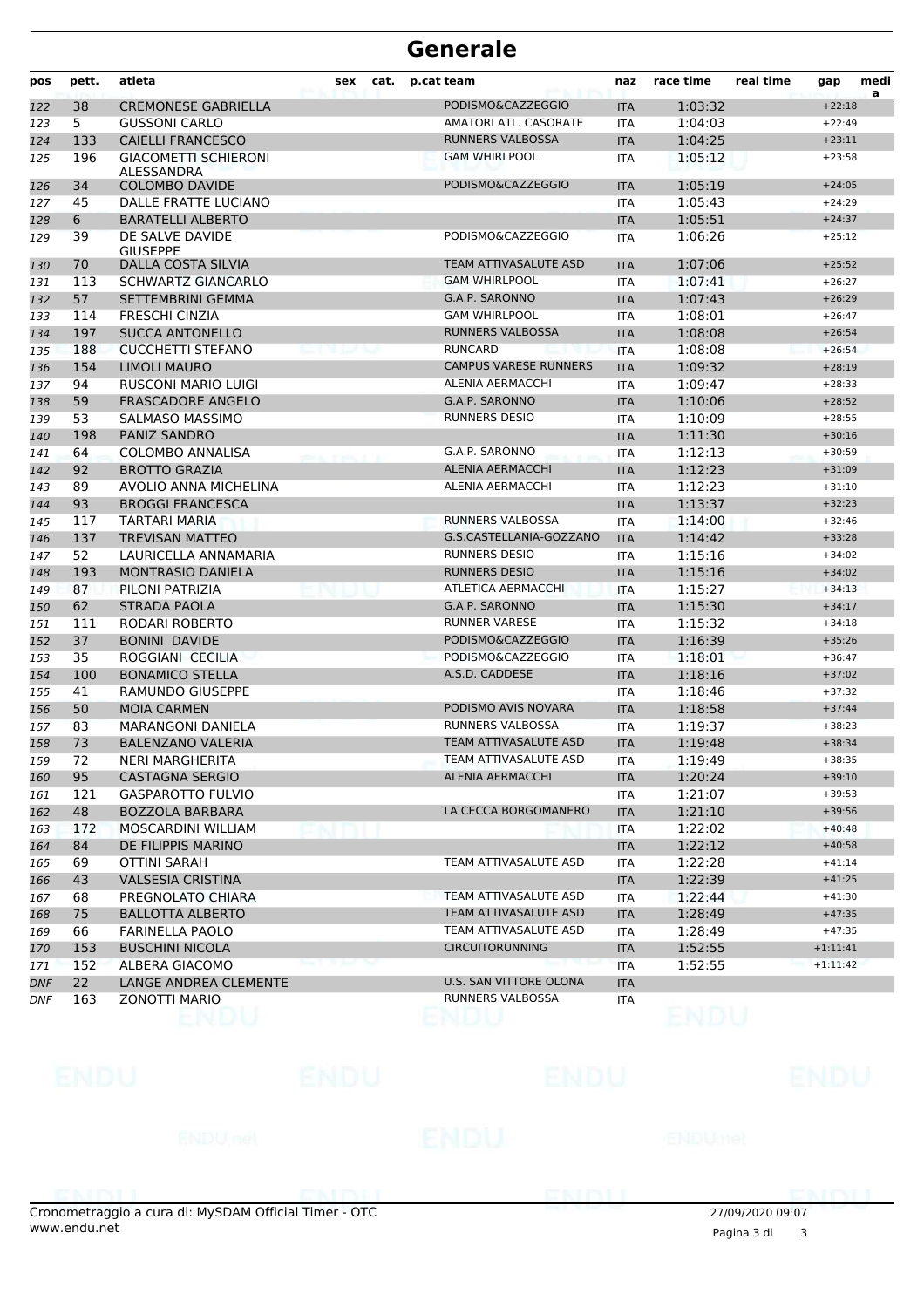# Generale

| pos | pett. | atleta | sex | cat. | p.cat | team | naz | race time | real time | gap | media |
|---|---|---|---|---|---|---|---|---|---|---|---|
| 122 | 38 | CREMONESE GABRIELLA | | | | PODISMO&CAZZEGGIO | ITA | 1:03:32 | | +22:18 | |
| 123 | 5 | GUSSONI CARLO | | | | AMATORI ATL. CASORATE | ITA | 1:04:03 | | +22:49 | |
| 124 | 133 | CAIELLI FRANCESCO | | | | RUNNERS VALBOSSA | ITA | 1:04:25 | | +23:11 | |
| 125 | 196 | GIACOMETTI SCHIERONI ALESSANDRA | | | | GAM WHIRLPOOL | ITA | 1:05:12 | | +23:58 | |
| 126 | 34 | COLOMBO DAVIDE | | | | PODISMO&CAZZEGGIO | ITA | 1:05:19 | | +24:05 | |
| 127 | 45 | DALLE FRATTE LUCIANO | | | | | ITA | 1:05:43 | | +24:29 | |
| 128 | 6 | BARATELLI ALBERTO | | | | | ITA | 1:05:51 | | +24:37 | |
| 129 | 39 | DE SALVE DAVIDE GIUSEPPE | | | | PODISMO&CAZZEGGIO | ITA | 1:06:26 | | +25:12 | |
| 130 | 70 | DALLA COSTA SILVIA | | | | TEAM ATTIVASALUTE ASD | ITA | 1:07:06 | | +25:52 | |
| 131 | 113 | SCHWARTZ GIANCARLO | | | | GAM WHIRLPOOL | ITA | 1:07:41 | | +26:27 | |
| 132 | 57 | SETTEMBRINI GEMMA | | | | G.A.P. SARONNO | ITA | 1:07:43 | | +26:29 | |
| 133 | 114 | FRESCHI CINZIA | | | | GAM WHIRLPOOL | ITA | 1:08:01 | | +26:47 | |
| 134 | 197 | SUCCA ANTONELLO | | | | RUNNERS VALBOSSA | ITA | 1:08:08 | | +26:54 | |
| 135 | 188 | CUCCHETTI STEFANO | | | | RUNCARD | ITA | 1:08:08 | | +26:54 | |
| 136 | 154 | LIMOLI MAURO | | | | CAMPUS VARESE RUNNERS | ITA | 1:09:32 | | +28:19 | |
| 137 | 94 | RUSCONI MARIO LUIGI | | | | ALENIA AERMACCHI | ITA | 1:09:47 | | +28:33 | |
| 138 | 59 | FRASCADORE ANGELO | | | | G.A.P. SARONNO | ITA | 1:10:06 | | +28:52 | |
| 139 | 53 | SALMASO MASSIMO | | | | RUNNERS DESIO | ITA | 1:10:09 | | +28:55 | |
| 140 | 198 | PANIZ SANDRO | | | | | ITA | 1:11:30 | | +30:16 | |
| 141 | 64 | COLOMBO ANNALISA | | | | G.A.P. SARONNO | ITA | 1:12:13 | | +30:59 | |
| 142 | 92 | BROTTO GRAZIA | | | | ALENIA AERMACCHI | ITA | 1:12:23 | | +31:09 | |
| 143 | 89 | AVOLIO ANNA MICHELINA | | | | ALENIA AERMACCHI | ITA | 1:12:23 | | +31:10 | |
| 144 | 93 | BROGGI FRANCESCA | | | | | ITA | 1:13:37 | | +32:23 | |
| 145 | 117 | TARTARI MARIA | | | | RUNNERS VALBOSSA | ITA | 1:14:00 | | +32:46 | |
| 146 | 137 | TREVISAN MATTEO | | | | G.S.CASTELLANIA-GOZZANO | ITA | 1:14:42 | | +33:28 | |
| 147 | 52 | LAURICELLA ANNAMARIA | | | | RUNNERS DESIO | ITA | 1:15:16 | | +34:02 | |
| 148 | 193 | MONTRASIO DANIELA | | | | RUNNERS DESIO | ITA | 1:15:16 | | +34:02 | |
| 149 | 87 | PILONI PATRIZIA | | | | ATLETICA AERMACCHI | ITA | 1:15:27 | | +34:13 | |
| 150 | 62 | STRADA PAOLA | | | | G.A.P. SARONNO | ITA | 1:15:30 | | +34:17 | |
| 151 | 111 | RODARI ROBERTO | | | | RUNNER VARESE | ITA | 1:15:32 | | +34:18 | |
| 152 | 37 | BONINI DAVIDE | | | | PODISMO&CAZZEGGIO | ITA | 1:16:39 | | +35:26 | |
| 153 | 35 | ROGGIANI CECILIA | | | | PODISMO&CAZZEGGIO | ITA | 1:18:01 | | +36:47 | |
| 154 | 100 | BONAMICO STELLA | | | | A.S.D. CADDESE | ITA | 1:18:16 | | +37:02 | |
| 155 | 41 | RAMUNDO GIUSEPPE | | | | | ITA | 1:18:46 | | +37:32 | |
| 156 | 50 | MOIA CARMEN | | | | PODISMO AVIS NOVARA | ITA | 1:18:58 | | +37:44 | |
| 157 | 83 | MARANGONI DANIELA | | | | RUNNERS VALBOSSA | ITA | 1:19:37 | | +38:23 | |
| 158 | 73 | BALENZANO VALERIA | | | | TEAM ATTIVASALUTE ASD | ITA | 1:19:48 | | +38:34 | |
| 159 | 72 | NERI MARGHERITA | | | | TEAM ATTIVASALUTE ASD | ITA | 1:19:49 | | +38:35 | |
| 160 | 95 | CASTAGNA SERGIO | | | | ALENIA AERMACCHI | ITA | 1:20:24 | | +39:10 | |
| 161 | 121 | GASPAROTTO FULVIO | | | | | ITA | 1:21:07 | | +39:53 | |
| 162 | 48 | BOZZOLA BARBARA | | | | LA CECCA BORGOMANERO | ITA | 1:21:10 | | +39:56 | |
| 163 | 172 | MOSCARDINI WILLIAM | | | | | ITA | 1:22:02 | | +40:48 | |
| 164 | 84 | DE FILIPPIS MARINO | | | | | ITA | 1:22:12 | | +40:58 | |
| 165 | 69 | OTTINI SARAH | | | | TEAM ATTIVASALUTE ASD | ITA | 1:22:28 | | +41:14 | |
| 166 | 43 | VALSESIA CRISTINA | | | | | ITA | 1:22:39 | | +41:25 | |
| 167 | 68 | PREGNOLATO CHIARA | | | | TEAM ATTIVASALUTE ASD | ITA | 1:22:44 | | +41:30 | |
| 168 | 75 | BALLOTTA ALBERTO | | | | TEAM ATTIVASALUTE ASD | ITA | 1:28:49 | | +47:35 | |
| 169 | 66 | FARINELLA PAOLO | | | | TEAM ATTIVASALUTE ASD | ITA | 1:28:49 | | +47:35 | |
| 170 | 153 | BUSCHINI NICOLA | | | | CIRCUITORUNNING | ITA | 1:52:55 | | +1:11:41 | |
| 171 | 152 | ALBERA GIACOMO | | | | | ITA | 1:52:55 | | +1:11:42 | |
| DNF | 22 | LANGE ANDREA CLEMENTE | | | | U.S. SAN VITTORE OLONA | ITA | | | | |
| DNF | 163 | ZONOTTI MARIO | | | | RUNNERS VALBOSSA | ITA | | | | |

Cronometraggio a cura di: MySDAM Official Timer - OTC
www.endu.net

27/09/2020 09:07